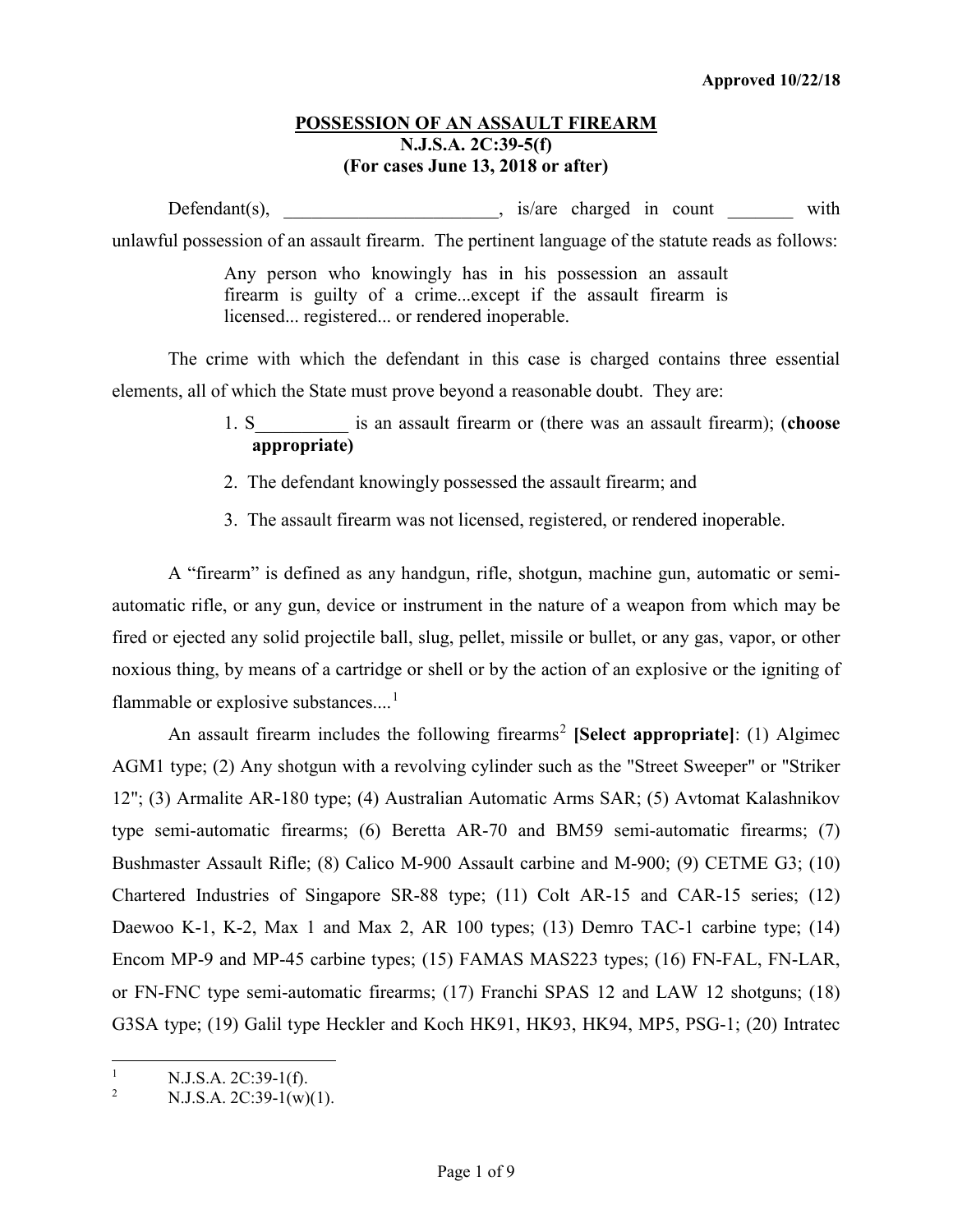**Approved 10/22/18**

# POSSESSION OF AN ASSAULT FIREARM
## N.J.S.A. 2C:39-5(f)
## (For cases June 13, 2018 or after)

Defendant(s), _______________________, is/are charged in count _______ with unlawful possession of an assault firearm. The pertinent language of the statute reads as follows:

> Any person who knowingly has in his possession an assault firearm is guilty of a crime...except if the assault firearm is licensed... registered... or rendered inoperable.

The crime with which the defendant in this case is charged contains three essential elements, all of which the State must prove beyond a reasonable doubt. They are:

1. S__________ is an assault firearm or (there was an assault firearm); (**choose appropriate)**
2. The defendant knowingly possessed the assault firearm; and
3. The assault firearm was not licensed, registered, or rendered inoperable.

A "firearm" is defined as any handgun, rifle, shotgun, machine gun, automatic or semi-automatic rifle, or any gun, device or instrument in the nature of a weapon from which may be fired or ejected any solid projectile ball, slug, pellet, missile or bullet, or any gas, vapor, or other noxious thing, by means of a cartridge or shell or by the action of an explosive or the igniting of flammable or explosive substances....[1]

An assault firearm includes the following firearms[2] **[Select appropriate]**: (1) Algimec AGM1 type; (2) Any shotgun with a revolving cylinder such as the "Street Sweeper" or "Striker 12"; (3) Armalite AR-180 type; (4) Australian Automatic Arms SAR; (5) Avtomat Kalashnikov type semi-automatic firearms; (6) Beretta AR-70 and BM59 semi-automatic firearms; (7) Bushmaster Assault Rifle; (8) Calico M-900 Assault carbine and M-900; (9) CETME G3; (10) Chartered Industries of Singapore SR-88 type; (11) Colt AR-15 and CAR-15 series; (12) Daewoo K-1, K-2, Max 1 and Max 2, AR 100 types; (13) Demro TAC-1 carbine type; (14) Encom MP-9 and MP-45 carbine types; (15) FAMAS MAS223 types; (16) FN-FAL, FN-LAR, or FN-FNC type semi-automatic firearms; (17) Franchi SPAS 12 and LAW 12 shotguns; (18) G3SA type; (19) Galil type Heckler and Koch HK91, HK93, HK94, MP5, PSG-1; (20) Intratec

---

[1] N.J.S.A. 2C:39-1(f).

[2] N.J.S.A. 2C:39-1(w)(1).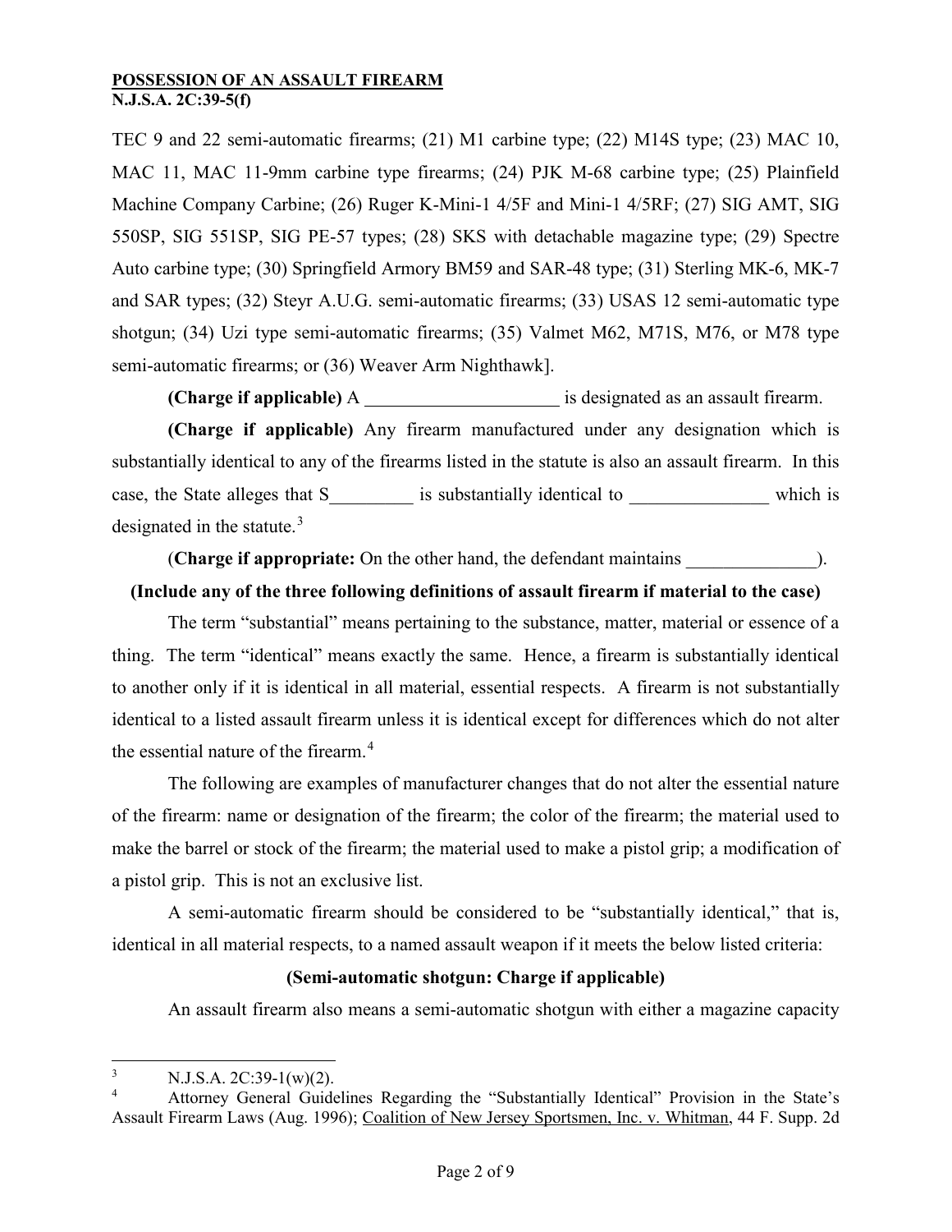TEC 9 and 22 semi-automatic firearms; (21) M1 carbine type; (22) M14S type; (23) MAC 10, MAC 11, MAC 11-9mm carbine type firearms; (24) PJK M-68 carbine type; (25) Plainfield Machine Company Carbine; (26) Ruger K-Mini-1 4/5F and Mini-1 4/5RF; (27) SIG AMT, SIG 550SP, SIG 551SP, SIG PE-57 types; (28) SKS with detachable magazine type; (29) Spectre Auto carbine type; (30) Springfield Armory BM59 and SAR-48 type; (31) Sterling MK-6, MK-7 and SAR types; (32) Steyr A.U.G. semi-automatic firearms; (33) USAS 12 semi-automatic type shotgun; (34) Uzi type semi-automatic firearms; (35) Valmet M62, M71S, M76, or M78 type semi-automatic firearms; or (36) Weaver Arm Nighthawk].

**(Charge if applicable)** A _____________________ is designated as an assault firearm.

**(Charge if applicable)** Any firearm manufactured under any designation which is substantially identical to any of the firearms listed in the statute is also an assault firearm. In this case, the State alleges that S_________ is substantially identical to _______________ which is designated in the statute.[3]

(**Charge if appropriate:** On the other hand, the defendant maintains ______________).

**(Include any of the three following definitions of assault firearm if material to the case)**

The term "substantial" means pertaining to the substance, matter, material or essence of a thing. The term "identical" means exactly the same. Hence, a firearm is substantially identical to another only if it is identical in all material, essential respects. A firearm is not substantially identical to a listed assault firearm unless it is identical except for differences which do not alter the essential nature of the firearm.[4]

The following are examples of manufacturer changes that do not alter the essential nature of the firearm: name or designation of the firearm; the color of the firearm; the material used to make the barrel or stock of the firearm; the material used to make a pistol grip; a modification of a pistol grip. This is not an exclusive list.

A semi-automatic firearm should be considered to be "substantially identical," that is, identical in all material respects, to a named assault weapon if it meets the below listed criteria:

**(Semi-automatic shotgun: Charge if applicable)**

An assault firearm also means a semi-automatic shotgun with either a magazine capacity

---

[3] N.J.S.A. 2C:39-1(w)(2).

[4] Attorney General Guidelines Regarding the "Substantially Identical" Provision in the State's Assault Firearm Laws (Aug. 1996); Coalition of New Jersey Sportsmen, Inc. v. Whitman, 44 F. Supp. 2d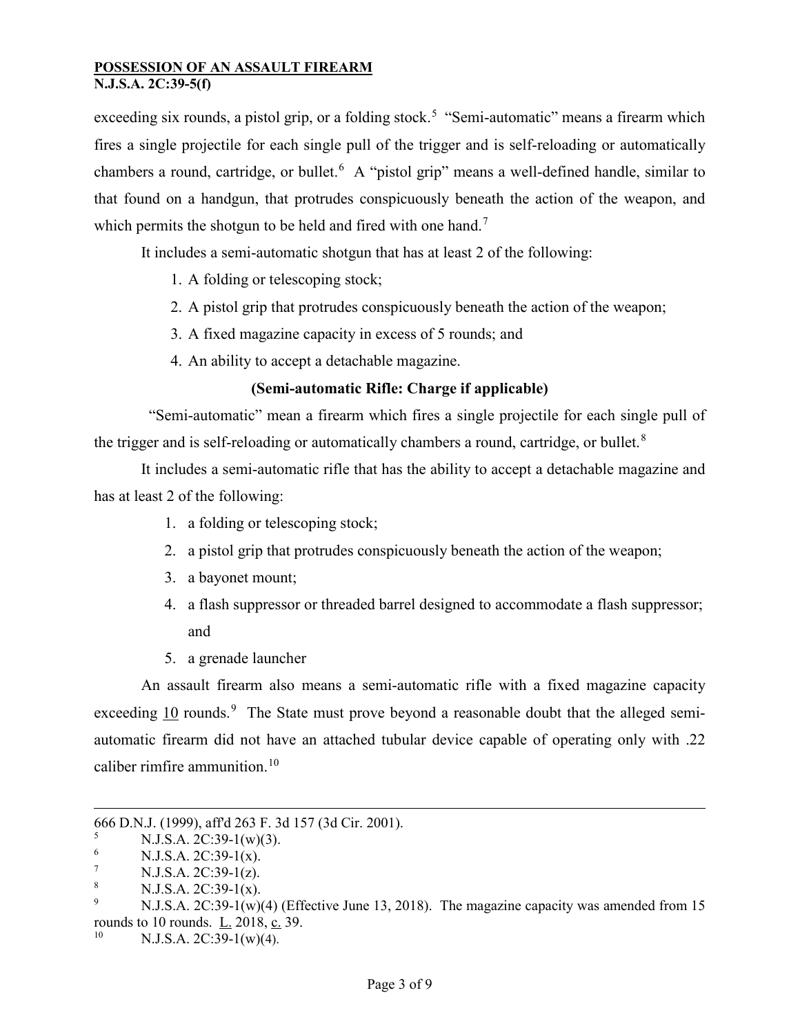exceeding six rounds, a pistol grip, or a folding stock.[5] "Semi-automatic" means a firearm which fires a single projectile for each single pull of the trigger and is self-reloading or automatically chambers a round, cartridge, or bullet.[6] A "pistol grip" means a well-defined handle, similar to that found on a handgun, that protrudes conspicuously beneath the action of the weapon, and which permits the shotgun to be held and fired with one hand.[7]

It includes a semi-automatic shotgun that has at least 2 of the following:

1. A folding or telescoping stock;
2. A pistol grip that protrudes conspicuously beneath the action of the weapon;
3. A fixed magazine capacity in excess of 5 rounds; and
4. An ability to accept a detachable magazine.

**(Semi-automatic Rifle: Charge if applicable)**

"Semi-automatic" mean a firearm which fires a single projectile for each single pull of the trigger and is self-reloading or automatically chambers a round, cartridge, or bullet.[8]

It includes a semi-automatic rifle that has the ability to accept a detachable magazine and has at least 2 of the following:

1. a folding or telescoping stock;
2. a pistol grip that protrudes conspicuously beneath the action of the weapon;
3. a bayonet mount;
4. a flash suppressor or threaded barrel designed to accommodate a flash suppressor; and
5. a grenade launcher

An assault firearm also means a semi-automatic rifle with a fixed magazine capacity exceeding <u>10</u> rounds.[9] The State must prove beyond a reasonable doubt that the alleged semi-automatic firearm did not have an attached tubular device capable of operating only with .22 caliber rimfire ammunition.[10]

---

666 D.N.J. (1999), aff'd 263 F. 3d 157 (3d Cir. 2001).

[5] N.J.S.A. 2C:39-1(w)(3).

[6] N.J.S.A. 2C:39-1(x).

[7] N.J.S.A. 2C:39-1(z).

[8] N.J.S.A. 2C:39-1(x).

[9] N.J.S.A. 2C:39-1(w)(4) (Effective June 13, 2018). The magazine capacity was amended from 15 rounds to 10 rounds. <u>L.</u> 2018, <u>c.</u> 39.

[10] N.J.S.A. 2C:39-1(w)(4).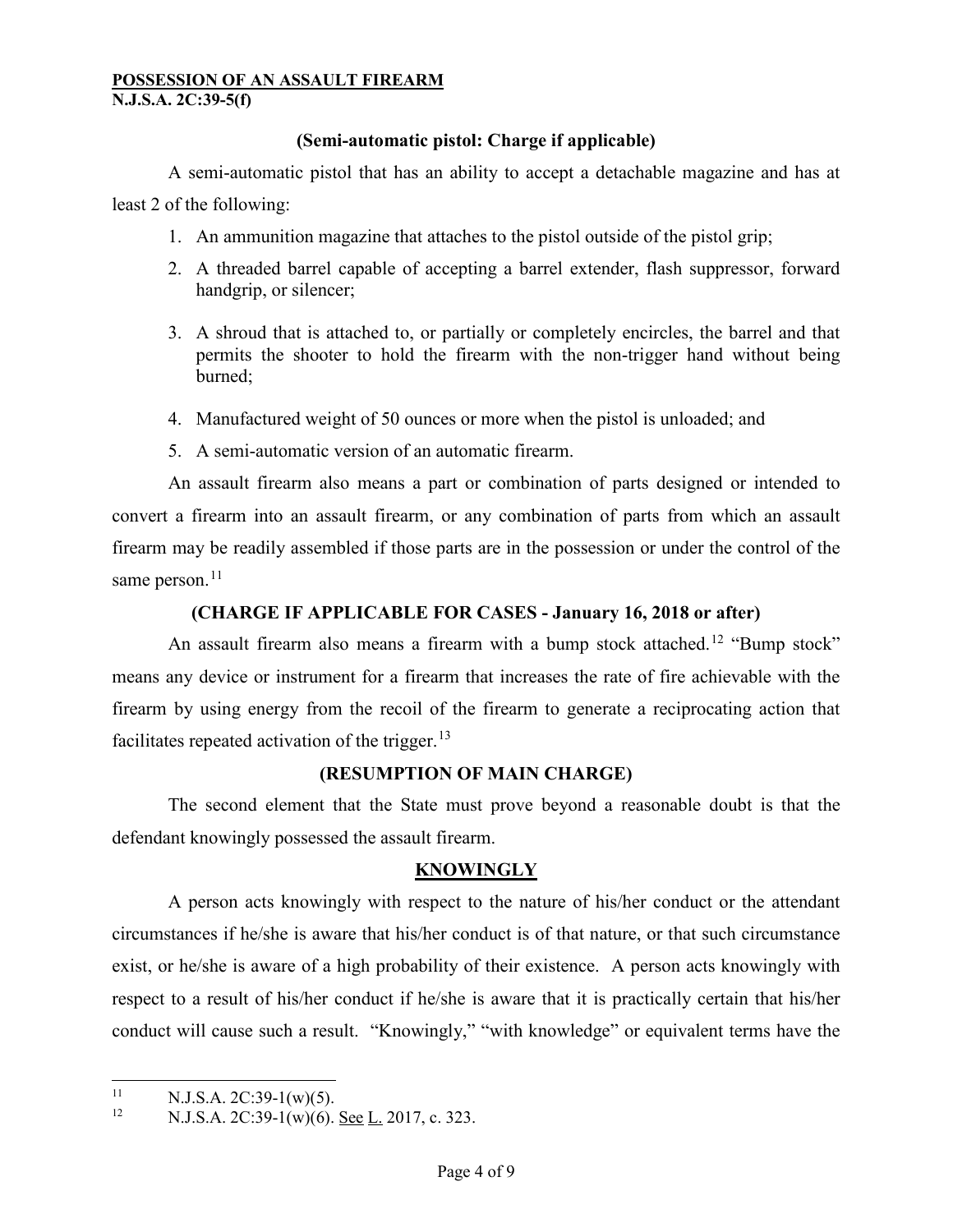**(Semi-automatic pistol: Charge if applicable)**

A semi-automatic pistol that has an ability to accept a detachable magazine and has at least 2 of the following:

1. An ammunition magazine that attaches to the pistol outside of the pistol grip;
2. A threaded barrel capable of accepting a barrel extender, flash suppressor, forward handgrip, or silencer;
3. A shroud that is attached to, or partially or completely encircles, the barrel and that permits the shooter to hold the firearm with the non-trigger hand without being burned;
4. Manufactured weight of 50 ounces or more when the pistol is unloaded; and
5. A semi-automatic version of an automatic firearm.

An assault firearm also means a part or combination of parts designed or intended to convert a firearm into an assault firearm, or any combination of parts from which an assault firearm may be readily assembled if those parts are in the possession or under the control of the same person.[11]

**(CHARGE IF APPLICABLE FOR CASES - January 16, 2018 or after)**

An assault firearm also means a firearm with a bump stock attached.[12] "Bump stock" means any device or instrument for a firearm that increases the rate of fire achievable with the firearm by using energy from the recoil of the firearm to generate a reciprocating action that facilitates repeated activation of the trigger.[13]

**(RESUMPTION OF MAIN CHARGE)**

The second element that the State must prove beyond a reasonable doubt is that the defendant knowingly possessed the assault firearm.

**KNOWINGLY**

A person acts knowingly with respect to the nature of his/her conduct or the attendant circumstances if he/she is aware that his/her conduct is of that nature, or that such circumstance exist, or he/she is aware of a high probability of their existence. A person acts knowingly with respect to a result of his/her conduct if he/she is aware that it is practically certain that his/her conduct will cause such a result. "Knowingly," "with knowledge" or equivalent terms have the

---

[11] N.J.S.A. 2C:39-1(w)(5).

[12] N.J.S.A. 2C:39-1(w)(6). See L. 2017, c. 323.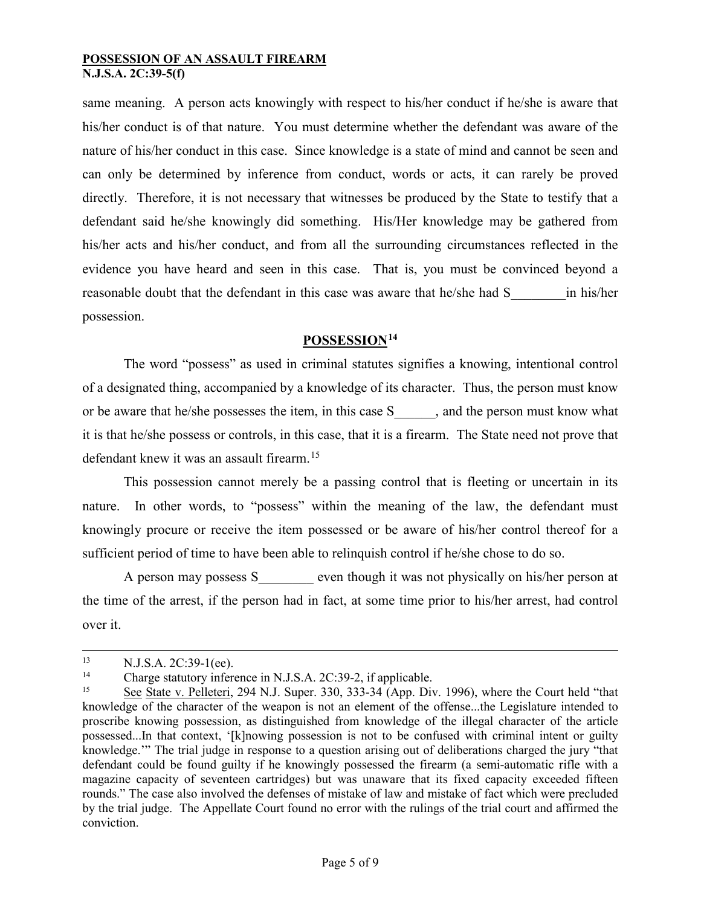same meaning. A person acts knowingly with respect to his/her conduct if he/she is aware that his/her conduct is of that nature. You must determine whether the defendant was aware of the nature of his/her conduct in this case. Since knowledge is a state of mind and cannot be seen and can only be determined by inference from conduct, words or acts, it can rarely be proved directly. Therefore, it is not necessary that witnesses be produced by the State to testify that a defendant said he/she knowingly did something. His/Her knowledge may be gathered from his/her acts and his/her conduct, and from all the surrounding circumstances reflected in the evidence you have heard and seen in this case. That is, you must be convinced beyond a reasonable doubt that the defendant in this case was aware that he/she had S________in his/her possession.

## POSSESSION[14]

The word "possess" as used in criminal statutes signifies a knowing, intentional control of a designated thing, accompanied by a knowledge of its character. Thus, the person must know or be aware that he/she possesses the item, in this case S______, and the person must know what it is that he/she possess or controls, in this case, that it is a firearm. The State need not prove that defendant knew it was an assault firearm.[15]

This possession cannot merely be a passing control that is fleeting or uncertain in its nature. In other words, to "possess" within the meaning of the law, the defendant must knowingly procure or receive the item possessed or be aware of his/her control thereof for a sufficient period of time to have been able to relinquish control if he/she chose to do so.

A person may possess S________ even though it was not physically on his/her person at the time of the arrest, if the person had in fact, at some time prior to his/her arrest, had control over it.

---

[13] N.J.S.A. 2C:39-1(ee).

[14] Charge statutory inference in N.J.S.A. 2C:39-2, if applicable.

[15] See State v. Pelleteri, 294 N.J. Super. 330, 333-34 (App. Div. 1996), where the Court held "that knowledge of the character of the weapon is not an element of the offense...the Legislature intended to proscribe knowing possession, as distinguished from knowledge of the illegal character of the article possessed...In that context, '[k]nowing possession is not to be confused with criminal intent or guilty knowledge.'" The trial judge in response to a question arising out of deliberations charged the jury "that defendant could be found guilty if he knowingly possessed the firearm (a semi-automatic rifle with a magazine capacity of seventeen cartridges) but was unaware that its fixed capacity exceeded fifteen rounds." The case also involved the defenses of mistake of law and mistake of fact which were precluded by the trial judge. The Appellate Court found no error with the rulings of the trial court and affirmed the conviction.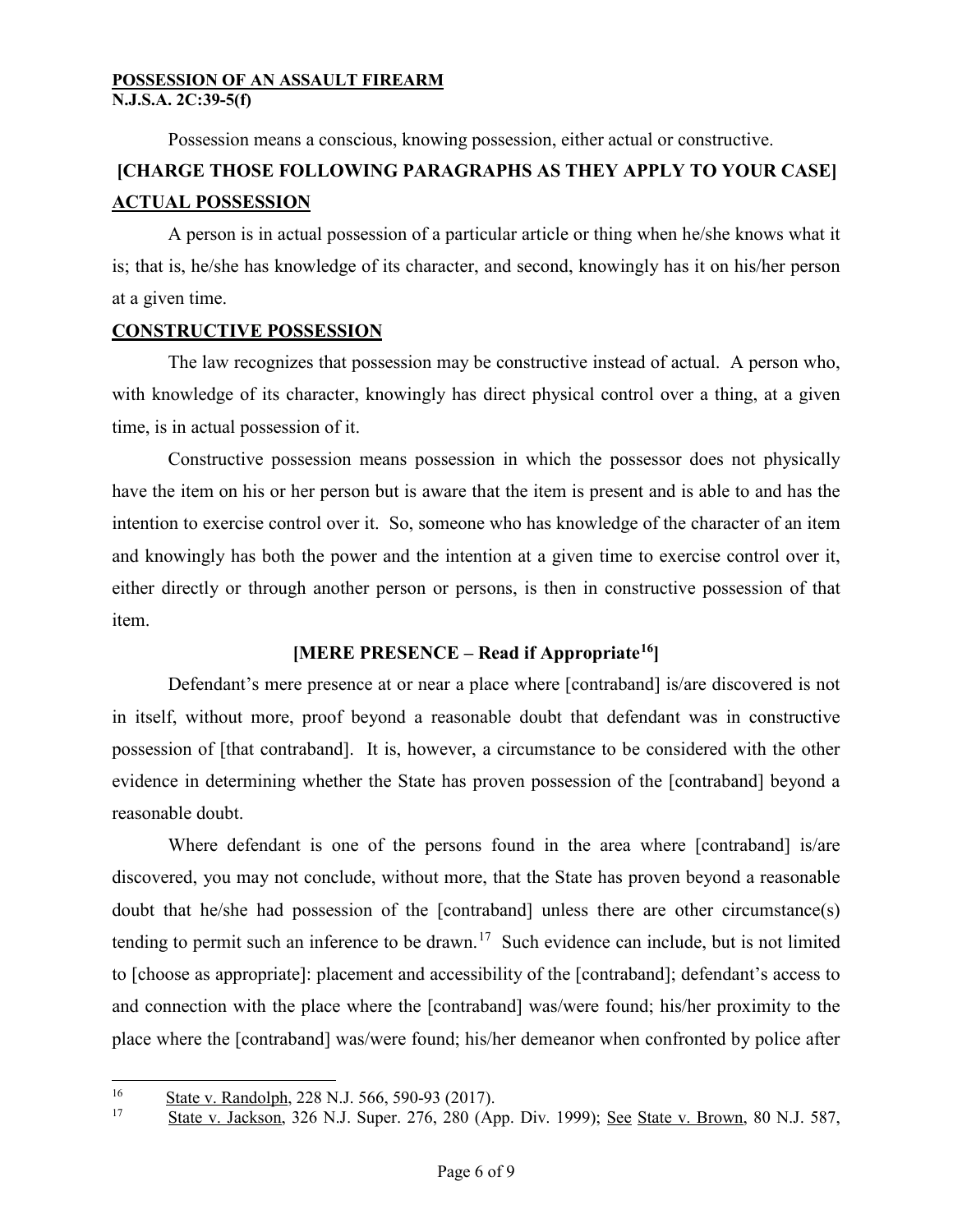Possession means a conscious, knowing possession, either actual or constructive.

**[CHARGE THOSE FOLLOWING PARAGRAPHS AS THEY APPLY TO YOUR CASE]**

**ACTUAL POSSESSION**

A person is in actual possession of a particular article or thing when he/she knows what it is; that is, he/she has knowledge of its character, and second, knowingly has it on his/her person at a given time.

**CONSTRUCTIVE POSSESSION**

The law recognizes that possession may be constructive instead of actual. A person who, with knowledge of its character, knowingly has direct physical control over a thing, at a given time, is in actual possession of it.

Constructive possession means possession in which the possessor does not physically have the item on his or her person but is aware that the item is present and is able to and has the intention to exercise control over it. So, someone who has knowledge of the character of an item and knowingly has both the power and the intention at a given time to exercise control over it, either directly or through another person or persons, is then in constructive possession of that item.

**[MERE PRESENCE – Read if Appropriate[16]]**

Defendant's mere presence at or near a place where [contraband] is/are discovered is not in itself, without more, proof beyond a reasonable doubt that defendant was in constructive possession of [that contraband]. It is, however, a circumstance to be considered with the other evidence in determining whether the State has proven possession of the [contraband] beyond a reasonable doubt.

Where defendant is one of the persons found in the area where [contraband] is/are discovered, you may not conclude, without more, that the State has proven beyond a reasonable doubt that he/she had possession of the [contraband] unless there are other circumstance(s) tending to permit such an inference to be drawn.[17] Such evidence can include, but is not limited to [choose as appropriate]: placement and accessibility of the [contraband]; defendant's access to and connection with the place where the [contraband] was/were found; his/her proximity to the place where the [contraband] was/were found; his/her demeanor when confronted by police after

---

[16] State v. Randolph, 228 N.J. 566, 590-93 (2017).

[17] State v. Jackson, 326 N.J. Super. 276, 280 (App. Div. 1999); See State v. Brown, 80 N.J. 587,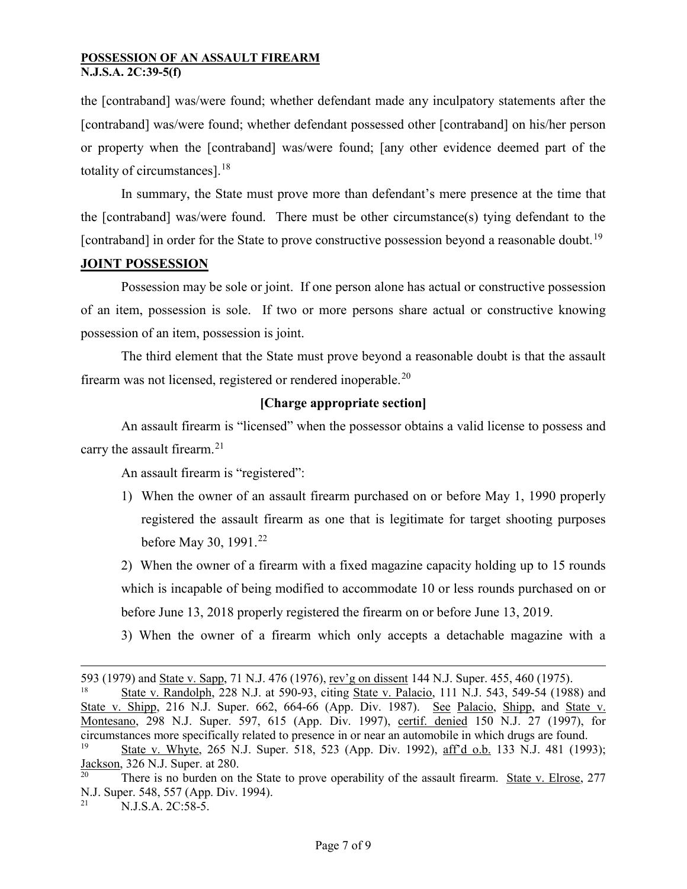the [contraband] was/were found; whether defendant made any inculpatory statements after the [contraband] was/were found; whether defendant possessed other [contraband] on his/her person or property when the [contraband] was/were found; [any other evidence deemed part of the totality of circumstances].[18]

In summary, the State must prove more than defendant's mere presence at the time that the [contraband] was/were found. There must be other circumstance(s) tying defendant to the [contraband] in order for the State to prove constructive possession beyond a reasonable doubt.[19]

## JOINT POSSESSION

Possession may be sole or joint. If one person alone has actual or constructive possession of an item, possession is sole. If two or more persons share actual or constructive knowing possession of an item, possession is joint.

The third element that the State must prove beyond a reasonable doubt is that the assault firearm was not licensed, registered or rendered inoperable.[20]

**[Charge appropriate section]**

An assault firearm is "licensed" when the possessor obtains a valid license to possess and carry the assault firearm.[21]

An assault firearm is "registered":

1) When the owner of an assault firearm purchased on or before May 1, 1990 properly registered the assault firearm as one that is legitimate for target shooting purposes before May 30, 1991.[22]

2) When the owner of a firearm with a fixed magazine capacity holding up to 15 rounds which is incapable of being modified to accommodate 10 or less rounds purchased on or before June 13, 2018 properly registered the firearm on or before June 13, 2019.

3) When the owner of a firearm which only accepts a detachable magazine with a

---

593 (1979) and State v. Sapp, 71 N.J. 476 (1976), rev'g on dissent 144 N.J. Super. 455, 460 (1975).

[18] State v. Randolph, 228 N.J. at 590-93, citing State v. Palacio, 111 N.J. 543, 549-54 (1988) and State v. Shipp, 216 N.J. Super. 662, 664-66 (App. Div. 1987). See Palacio, Shipp, and State v. Montesano, 298 N.J. Super. 597, 615 (App. Div. 1997), certif. denied 150 N.J. 27 (1997), for circumstances more specifically related to presence in or near an automobile in which drugs are found.

[19] State v. Whyte, 265 N.J. Super. 518, 523 (App. Div. 1992), aff'd o.b. 133 N.J. 481 (1993); Jackson, 326 N.J. Super. at 280.

[20] There is no burden on the State to prove operability of the assault firearm. State v. Elrose, 277 N.J. Super. 548, 557 (App. Div. 1994).

[21] N.J.S.A. 2C:58-5.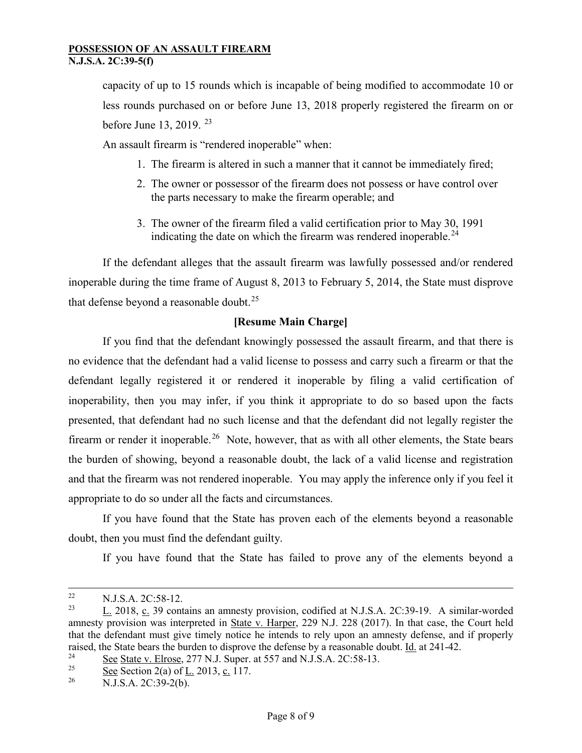capacity of up to 15 rounds which is incapable of being modified to accommodate 10 or less rounds purchased on or before June 13, 2018 properly registered the firearm on or before June 13, 2019. [23]

An assault firearm is "rendered inoperable" when:

1. The firearm is altered in such a manner that it cannot be immediately fired;
2. The owner or possessor of the firearm does not possess or have control over the parts necessary to make the firearm operable; and
3. The owner of the firearm filed a valid certification prior to May 30, 1991 indicating the date on which the firearm was rendered inoperable.[24]

If the defendant alleges that the assault firearm was lawfully possessed and/or rendered inoperable during the time frame of August 8, 2013 to February 5, 2014, the State must disprove that defense beyond a reasonable doubt.[25]

**[Resume Main Charge]**

If you find that the defendant knowingly possessed the assault firearm, and that there is no evidence that the defendant had a valid license to possess and carry such a firearm or that the defendant legally registered it or rendered it inoperable by filing a valid certification of inoperability, then you may infer, if you think it appropriate to do so based upon the facts presented, that defendant had no such license and that the defendant did not legally register the firearm or render it inoperable.[26] Note, however, that as with all other elements, the State bears the burden of showing, beyond a reasonable doubt, the lack of a valid license and registration and that the firearm was not rendered inoperable. You may apply the inference only if you feel it appropriate to do so under all the facts and circumstances.

If you have found that the State has proven each of the elements beyond a reasonable doubt, then you must find the defendant guilty.

If you have found that the State has failed to prove any of the elements beyond a

---

[22] N.J.S.A. 2C:58-12.

[23] L. 2018, c. 39 contains an amnesty provision, codified at N.J.S.A. 2C:39-19. A similar-worded amnesty provision was interpreted in State v. Harper, 229 N.J. 228 (2017). In that case, the Court held that the defendant must give timely notice he intends to rely upon an amnesty defense, and if properly raised, the State bears the burden to disprove the defense by a reasonable doubt. Id. at 241-42.

[24] See State v. Elrose, 277 N.J. Super. at 557 and N.J.S.A. 2C:58-13.

[25] See Section 2(a) of L. 2013, c. 117.

[26] N.J.S.A. 2C:39-2(b).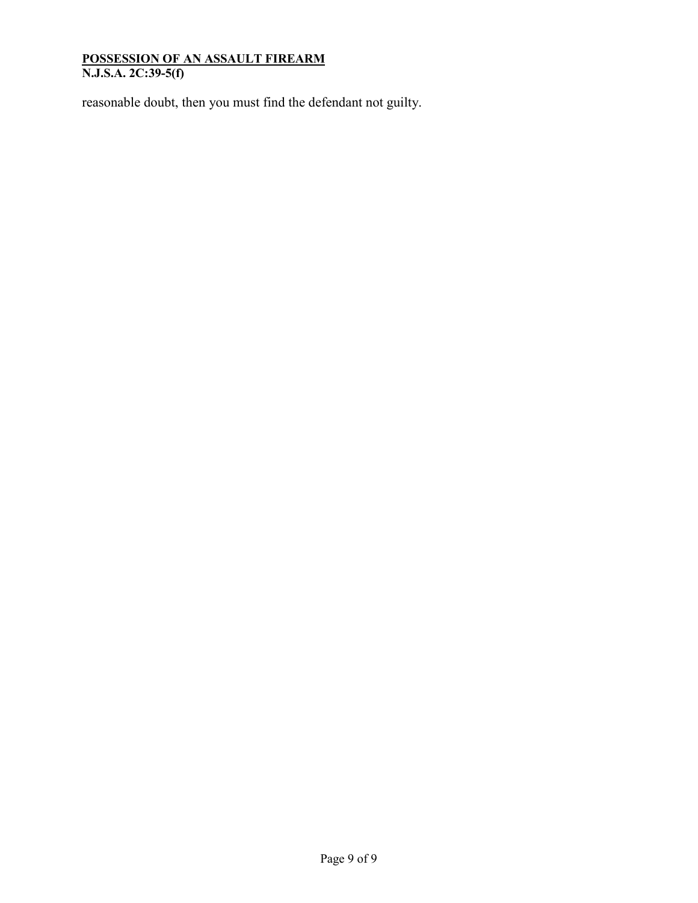reasonable doubt, then you must find the defendant not guilty.